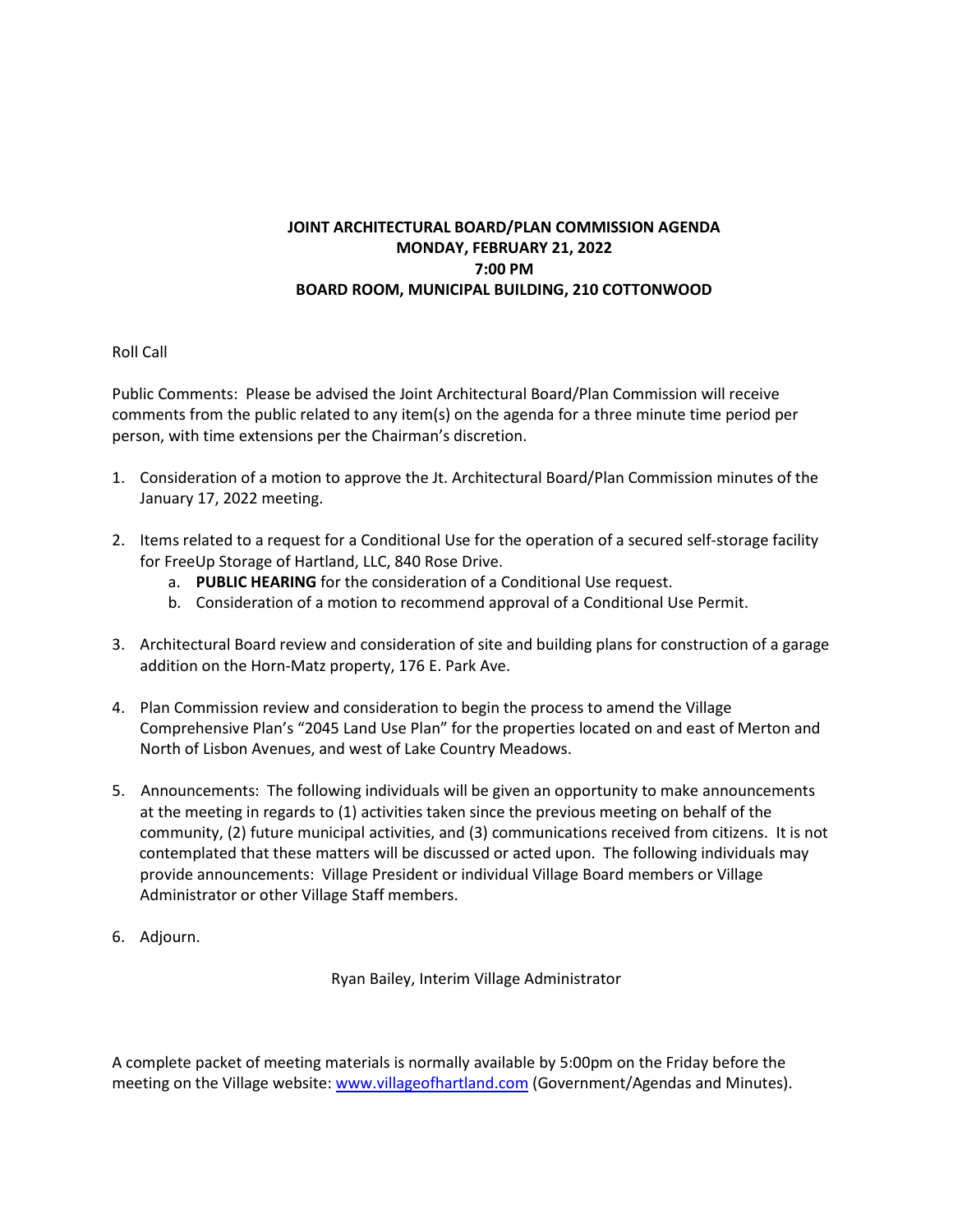**JOINT ARCHITECTURAL BOARD/PLAN COMMISSION AGENDA**
**MONDAY, FEBRUARY 21, 2022**
**7:00 PM**
**BOARD ROOM, MUNICIPAL BUILDING, 210 COTTONWOOD**

Roll Call

Public Comments: Please be advised the Joint Architectural Board/Plan Commission will receive comments from the public related to any item(s) on the agenda for a three minute time period per person, with time extensions per the Chairman's discretion.

1. Consideration of a motion to approve the Jt. Architectural Board/Plan Commission minutes of the January 17, 2022 meeting.

2. Items related to a request for a Conditional Use for the operation of a secured self-storage facility for FreeUp Storage of Hartland, LLC, 840 Rose Drive.
   a. **PUBLIC HEARING** for the consideration of a Conditional Use request.
   b. Consideration of a motion to recommend approval of a Conditional Use Permit.

3. Architectural Board review and consideration of site and building plans for construction of a garage addition on the Horn-Matz property, 176 E. Park Ave.

4. Plan Commission review and consideration to begin the process to amend the Village Comprehensive Plan's "2045 Land Use Plan" for the properties located on and east of Merton and North of Lisbon Avenues, and west of Lake Country Meadows.

5. Announcements: The following individuals will be given an opportunity to make announcements at the meeting in regards to (1) activities taken since the previous meeting on behalf of the community, (2) future municipal activities, and (3) communications received from citizens. It is not contemplated that these matters will be discussed or acted upon. The following individuals may provide announcements: Village President or individual Village Board members or Village Administrator or other Village Staff members.

6. Adjourn.

Ryan Bailey, Interim Village Administrator

A complete packet of meeting materials is normally available by 5:00pm on the Friday before the meeting on the Village website: www.villageofhartland.com (Government/Agendas and Minutes).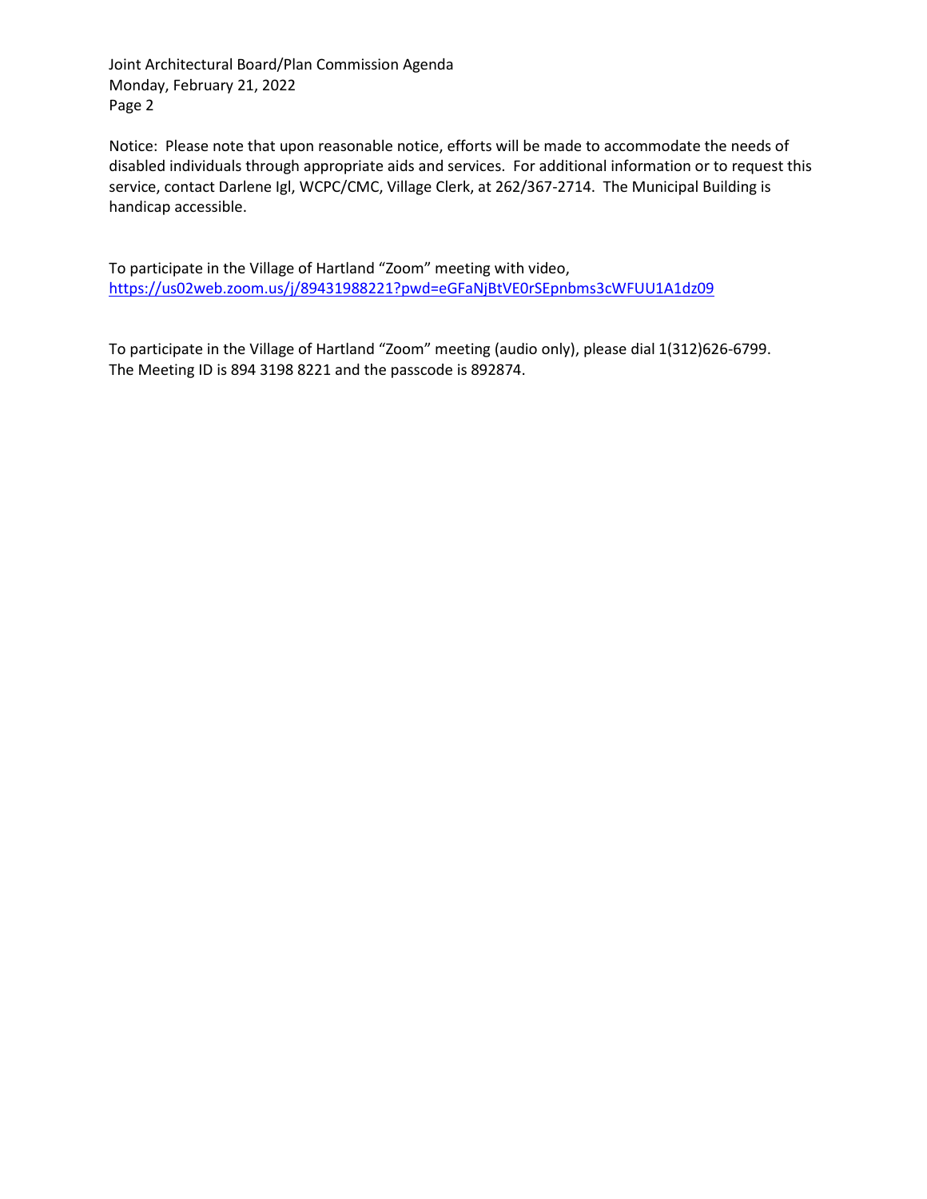Notice: Please note that upon reasonable notice, efforts will be made to accommodate the needs of disabled individuals through appropriate aids and services. For additional information or to request this service, contact Darlene Igl, WCPC/CMC, Village Clerk, at 262/367-2714. The Municipal Building is handicap accessible.

To participate in the Village of Hartland "Zoom" meeting with video,
https://us02web.zoom.us/j/89431988221?pwd=eGFaNjBtVE0rSEpnbms3cWFUU1A1dz09

To participate in the Village of Hartland "Zoom" meeting (audio only), please dial 1(312)626-6799.
The Meeting ID is 894 3198 8221 and the passcode is 892874.